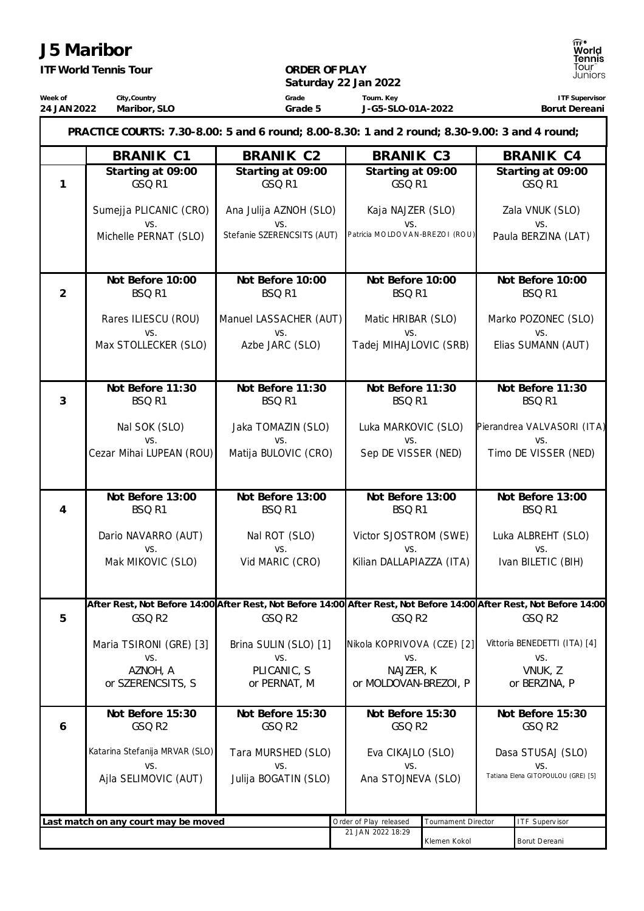# J5 Maribor

**ITF World Tennis Tour**

**ORDER OF PLAY**
**Saturday 22 Jan 2022**

| Week of | City,Country | Grade | Tourn. Key | ITF Supervisor |
|---|---|---|---|---|
| **24 JAN 2022** | **Maribor, SLO** | **Grade 5** | **J-G5-SLO-01A-2022** | **Borut Dereani** |

**PRACTICE COURTS: 7.30-8.00: 5 and 6 round; 8.00-8.30: 1 and 2 round; 8.30-9.00: 3 and 4 round;**

| | BRANIK C1 | BRANIK C2 | BRANIK C3 | BRANIK C4 |
|---|---|---|---|---|
| 1 | Starting at 09:00<br>GSQ R1<br><br>Sumejja PLICANIC (CRO)<br>vs.<br>Michelle PERNAT (SLO) | Starting at 09:00<br>GSQ R1<br><br>Ana Julija AZNOH (SLO)<br>vs.<br>Stefanie SZERENCSITS (AUT) | Starting at 09:00<br>GSQ R1<br><br>Kaja NAJZER (SLO)<br>vs.<br>Patricia MOLDOVAN-BREZOI (ROU) | Starting at 09:00<br>GSQ R1<br><br>Zala VNUK (SLO)<br>vs.<br>Paula BERZINA (LAT) |
| 2 | Not Before 10:00<br>BSQ R1<br><br>Rares ILIESCU (ROU)<br>vs.<br>Max STOLLECKER (SLO) | Not Before 10:00<br>BSQ R1<br><br>Manuel LASSACHER (AUT)<br>vs.<br>Azbe JARC (SLO) | Not Before 10:00<br>BSQ R1<br><br>Matic HRIBAR (SLO)<br>vs.<br>Tadej MIHAJLOVIC (SRB) | Not Before 10:00<br>BSQ R1<br><br>Marko POZONEC (SLO)<br>vs.<br>Elias SUMANN (AUT) |
| 3 | Not Before 11:30<br>BSQ R1<br><br>Nal SOK (SLO)<br>vs.<br>Cezar Mihai LUPEAN (ROU) | Not Before 11:30<br>BSQ R1<br><br>Jaka TOMAZIN (SLO)<br>vs.<br>Matija BULOVIC (CRO) | Not Before 11:30<br>BSQ R1<br><br>Luka MARKOVIC (SLO)<br>vs.<br>Sep DE VISSER (NED) | Not Before 11:30<br>BSQ R1<br><br>Pierandrea VALVASORI (ITA)<br>vs.<br>Timo DE VISSER (NED) |
| 4 | Not Before 13:00<br>BSQ R1<br><br>Dario NAVARRO (AUT)<br>vs.<br>Mak MIKOVIC (SLO) | Not Before 13:00<br>BSQ R1<br><br>Nal ROT (SLO)<br>vs.<br>Vid MARIC (CRO) | Not Before 13:00<br>BSQ R1<br><br>Victor SJOSTROM (SWE)<br>vs.<br>Kilian DALLAPIAZZA (ITA) | Not Before 13:00<br>BSQ R1<br><br>Luka ALBREHT (SLO)<br>vs.<br>Ivan BILETIC (BIH) |
| 5 | After Rest, Not Before 14:00<br>GSQ R2<br><br>Maria TSIRONI (GRE) [3]<br>vs.<br>AZNOH, A<br>or SZERENCSITS, S | After Rest, Not Before 14:00<br>GSQ R2<br><br>Brina SULIN (SLO) [1]<br>vs.<br>PLICANIC, S<br>or PERNAT, M | After Rest, Not Before 14:00<br>GSQ R2<br><br>Nikola KOPRIVOVA (CZE) [2]<br>vs.<br>NAJZER, K<br>or MOLDOVAN-BREZOI, P | After Rest, Not Before 14:00<br>GSQ R2<br><br>Vittoria BENEDETTI (ITA) [4]<br>vs.<br>VNUK, Z<br>or BERZINA, P |
| 6 | Not Before 15:30<br>GSQ R2<br><br>Katarina Stefanija MRVAR (SLO)<br>vs.<br>Ajla SELIMOVIC (AUT) | Not Before 15:30<br>GSQ R2<br><br>Tara MURSHED (SLO)<br>vs.<br>Julija BOGATIN (SLO) | Not Before 15:30<br>GSQ R2<br><br>Eva CIKAJLO (SLO)<br>vs.<br>Ana STOJNEVA (SLO) | Not Before 15:30<br>GSQ R2<br><br>Dasa STUSAJ (SLO)<br>vs.<br>Tatiana Elena GITOPOULOU (GRE) [5] |

| Last match on any court may be moved | Order of Play released | Tournament Director | ITF Supervisor |
|---|---|---|---|
| | 21 JAN 2022 18:29 | Klemen Kokol | Borut Dereani |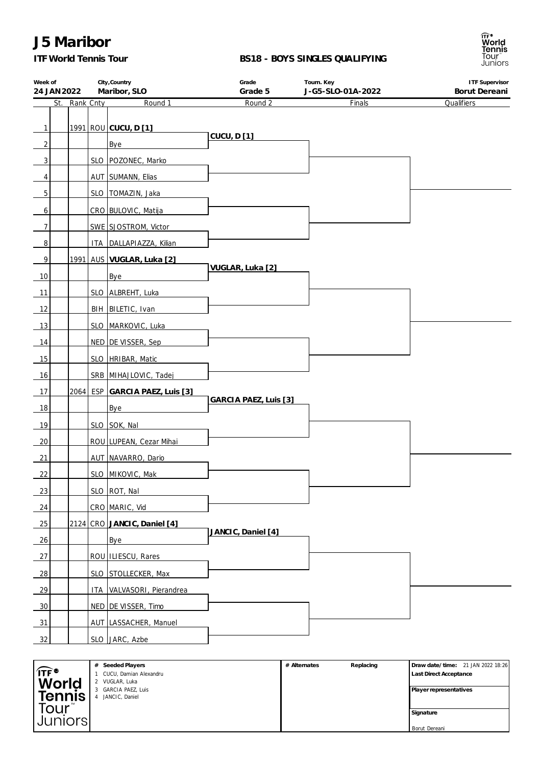# J5 Maribor

**ITF World Tennis Tour**

**BS18 - BOYS SINGLES QUALIFYING**

| Week of | City,Country | Grade | Tourn. Key | ITF Supervisor |
|---|---|---|---|---|
| 24 JAN 2022 | Maribor, SLO | Grade 5 | J-G5-SLO-01A-2022 | Borut Dereani |

| # | St. | Rank | Cnty | Round 1 | Round 2 | Finals | Qualifiers |
|---|---|---|---|---|---|---|---|
| 1 | | 1991 | ROU | **CUCU, D [1]** | | | |
| | | | | | CUCU, D [1] | | |
| 2 | | | | Bye | | | |
| 3 | | | SLO | POZONEC, Marko | | | |
| 4 | | | AUT | SUMANN, Elias | | | |
| 5 | | | SLO | TOMAZIN, Jaka | | | |
| 6 | | | CRO | BULOVIC, Matija | | | |
| 7 | | | SWE | SJOSTROM, Victor | | | |
| 8 | | | ITA | DALLAPIAZZA, Kilian | | | |
| 9 | | 1991 | AUS | **VUGLAR, Luka [2]** | | | |
| | | | | | VUGLAR, Luka [2] | | |
| 10 | | | | Bye | | | |
| 11 | | | SLO | ALBREHT, Luka | | | |
| 12 | | | BIH | BILETIC, Ivan | | | |
| 13 | | | SLO | MARKOVIC, Luka | | | |
| 14 | | | NED | DE VISSER, Sep | | | |
| 15 | | | SLO | HRIBAR, Matic | | | |
| 16 | | | SRB | MIHAJLOVIC, Tadej | | | |
| 17 | | 2064 | ESP | **GARCIA PAEZ, Luis [3]** | | | |
| | | | | | GARCIA PAEZ, Luis [3] | | |
| 18 | | | | Bye | | | |
| 19 | | | SLO | SOK, Nal | | | |
| 20 | | | ROU | LUPEAN, Cezar Mihai | | | |
| 21 | | | AUT | NAVARRO, Dario | | | |
| 22 | | | SLO | MIKOVIC, Mak | | | |
| 23 | | | SLO | ROT, Nal | | | |
| 24 | | | CRO | MARIC, Vid | | | |
| 25 | | 2124 | CRO | **JANCIC, Daniel [4]** | | | |
| | | | | | JANCIC, Daniel [4] | | |
| 26 | | | | Bye | | | |
| 27 | | | ROU | ILIESCU, Rares | | | |
| 28 | | | SLO | STOLLECKER, Max | | | |
| 29 | | | ITA | VALVASORI, Pierandrea | | | |
| 30 | | | NED | DE VISSER, Timo | | | |
| 31 | | | AUT | LASSACHER, Manuel | | | |
| 32 | | | SLO | JARC, Azbe | | | |

| # | Seeded Players | # | Alternates | Replacing |
|---|---|---|---|---|
| 1 | CUCU, Damian Alexandru | | | |
| 2 | VUGLAR, Luka | | | |
| 3 | GARCIA PAEZ, Luis | | | |
| 4 | JANCIC, Daniel | | | |

**Draw date/time:** 21 JAN 2022 18:26

**Last Direct Acceptance**

**Player representatives**

**Signature**

Borut Dereani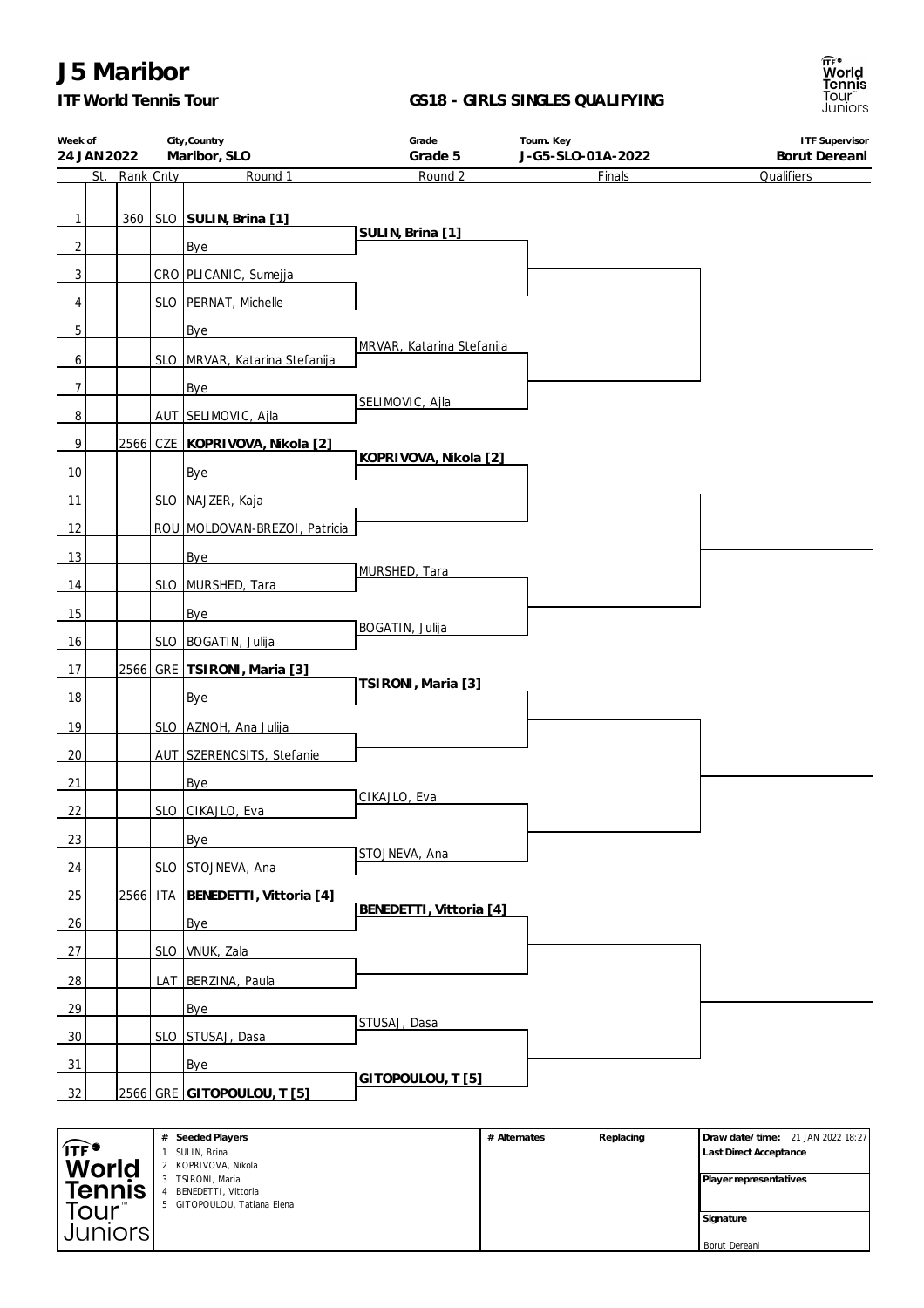# J5 Maribor

**ITF World Tennis Tour**

**GS18 - GIRLS SINGLES QUALIFYING**

| Week of | City,Country | Grade | Tourn. Key | ITF Supervisor |
|---|---|---|---|---|
| 24 JAN 2022 | Maribor, SLO | Grade 5 | J-G5-SLO-01A-2022 | Borut Dereani |

| | St. | Rank | Cnty | Round 1 | Round 2 | Finals | Qualifiers |
|---|---|---|---|---|---|---|---|
| 1 | | 360 | SLO | **SULIN, Brina [1]** | **SULIN, Brina [1]** | | |
| 2 | | | | Bye | | | |
| 3 | | | CRO | PLICANIC, Sumejja | | | |
| 4 | | | SLO | PERNAT, Michelle | | | |
| 5 | | | | Bye | MRVAR, Katarina Stefanija | | |
| 6 | | | SLO | MRVAR, Katarina Stefanija | | | |
| 7 | | | | Bye | SELIMOVIC, Ajla | | |
| 8 | | | AUT | SELIMOVIC, Ajla | | | |
| 9 | | 2566 | CZE | **KOPRIVOVA, Nikola [2]** | **KOPRIVOVA, Nikola [2]** | | |
| 10 | | | | Bye | | | |
| 11 | | | SLO | NAJZER, Kaja | | | |
| 12 | | | ROU | MOLDOVAN-BREZOI, Patricia | | | |
| 13 | | | | Bye | MURSHED, Tara | | |
| 14 | | | SLO | MURSHED, Tara | | | |
| 15 | | | | Bye | BOGATIN, Julija | | |
| 16 | | | SLO | BOGATIN, Julija | | | |
| 17 | | 2566 | GRE | **TSIRONI, Maria [3]** | **TSIRONI, Maria [3]** | | |
| 18 | | | | Bye | | | |
| 19 | | | SLO | AZNOH, Ana Julija | | | |
| 20 | | | AUT | SZERENCSITS, Stefanie | | | |
| 21 | | | | Bye | CIKAJLO, Eva | | |
| 22 | | | SLO | CIKAJLO, Eva | | | |
| 23 | | | | Bye | STOJNEVA, Ana | | |
| 24 | | | SLO | STOJNEVA, Ana | | | |
| 25 | | 2566 | ITA | **BENEDETTI, Vittoria [4]** | **BENEDETTI, Vittoria [4]** | | |
| 26 | | | | Bye | | | |
| 27 | | | SLO | VNUK, Zala | | | |
| 28 | | | LAT | BERZINA, Paula | | | |
| 29 | | | | Bye | STUSAJ, Dasa | | |
| 30 | | | SLO | STUSAJ, Dasa | | | |
| 31 | | | | Bye | **GITOPOULOU, T [5]** | | |
| 32 | | 2566 | GRE | **GITOPOULOU, T [5]** | | | |

| # Seeded Players | # Alternates | Replacing | |
|---|---|---|---|
| 1 SULIN, Brina | | | Draw date/time: 21 JAN 2022 18:27 |
| 2 KOPRIVOVA, Nikola | | | Last Direct Acceptance |
| 3 TSIRONI, Maria | | | Player representatives |
| 4 BENEDETTI, Vittoria | | | |
| 5 GITOPOULOU, Tatiana Elena | | | Signature |
| | | | Borut Dereani |